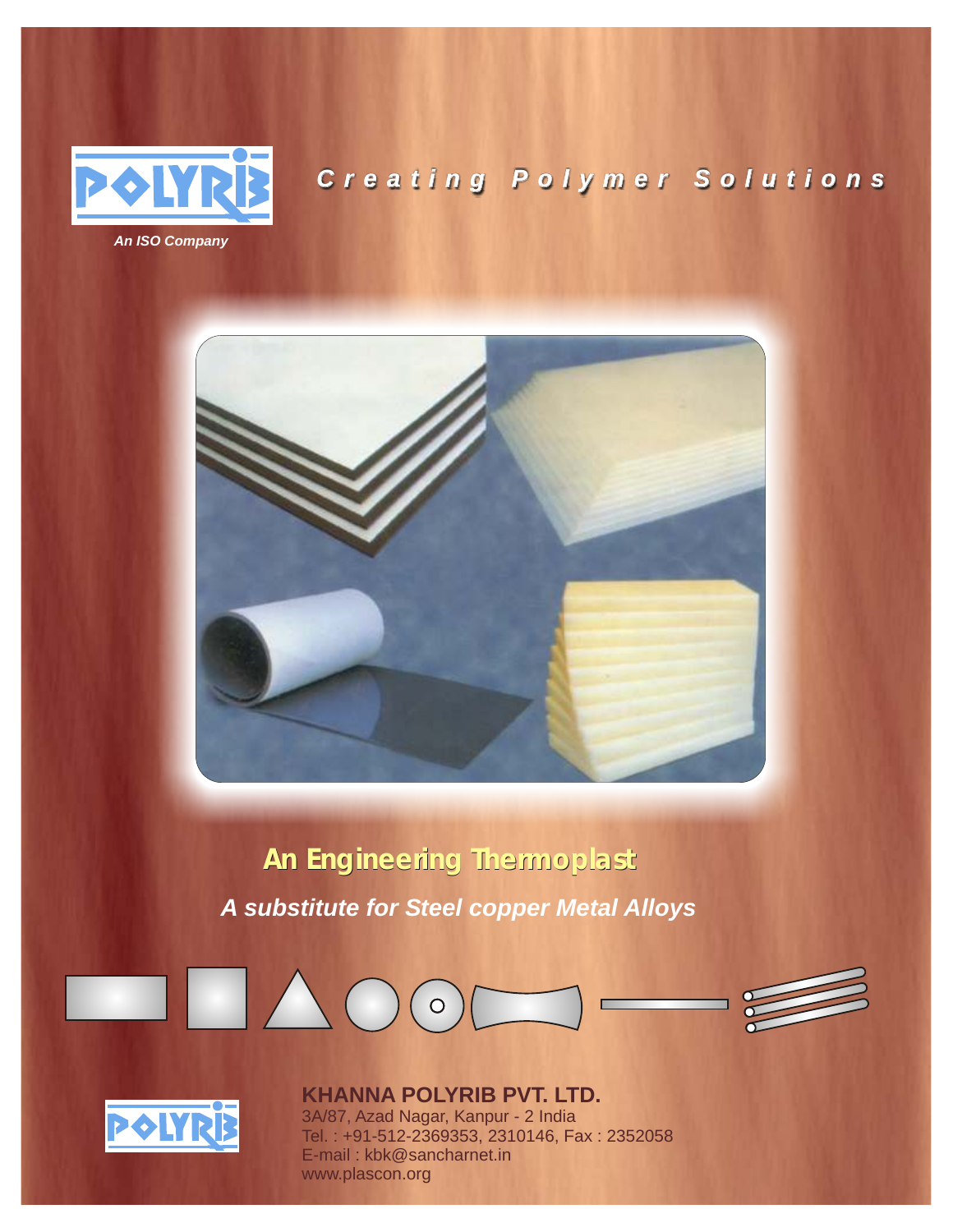POLYRIB

*An ISO Company*

***Creating Polymer Solutions***

# An Engineering Thermoplast

***A substitute for Steel copper Metal Alloys***

POLYRIB

**KHANNA POLYRIB PVT. LTD.**

3A/87, Azad Nagar, Kanpur - 2 India
Tel. : +91-512-2369353, 2310146, Fax : 2352058
E-mail : kbk@sancharnet.in
www.plascon.org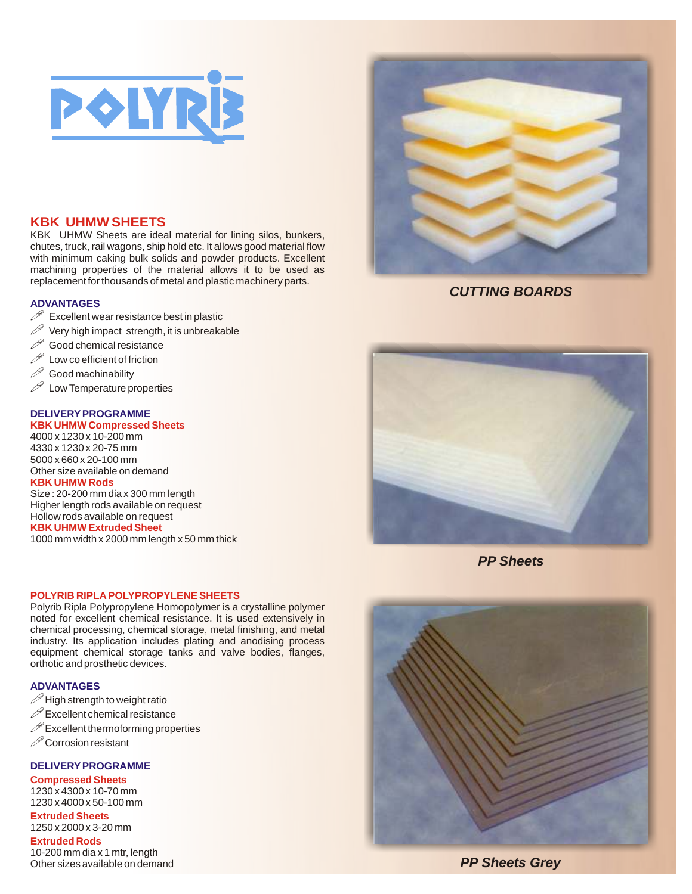# POLYRIB

## KBK UHMW SHEETS

KBK UHMW Sheets are ideal material for lining silos, bunkers, chutes, truck, rail wagons, ship hold etc. It allows good material flow with minimum caking bulk solids and powder products. Excellent machining properties of the material allows it to be used as replacement for thousands of metal and plastic machinery parts.

### ADVANTAGES

- Excellent wear resistance best in plastic
- Very high impact strength, it is unbreakable
- Good chemical resistance
- Low co efficient of friction
- Good machinability
- Low Temperature properties

### DELIVERY PROGRAMME

**KBK UHMW Compressed Sheets**

4000 x 1230 x 10-200 mm
4330 x 1230 x 20-75 mm
5000 x 660 x 20-100 mm
Other size available on demand

**KBK UHMW Rods**

Size : 20-200 mm dia x 300 mm length
Higher length rods available on request
Hollow rods available on request

**KBK UHMW Extruded Sheet**

1000 mm width x 2000 mm length x 50 mm thick

## POLYRIB RIPLA POLYPROPYLENE SHEETS

Polyrib Ripla Polypropylene Homopolymer is a crystalline polymer noted for excellent chemical resistance. It is used extensively in chemical processing, chemical storage, metal finishing, and metal industry. Its application includes plating and anodising process equipment chemical storage tanks and valve bodies, flanges, orthotic and prosthetic devices.

### ADVANTAGES

- High strength to weight ratio
- Excellent chemical resistance
- Excellent thermoforming properties
- Corrosion resistant

### DELIVERY PROGRAMME

**Compressed Sheets**

1230 x 4300 x 10-70 mm
1230 x 4000 x 50-100 mm

**Extruded Sheets**

1250 x 2000 x 3-20 mm

**Extruded Rods**

10-200 mm dia x 1 mtr, length
Other sizes available on demand

*CUTTING BOARDS*

*PP Sheets*

*PP Sheets Grey*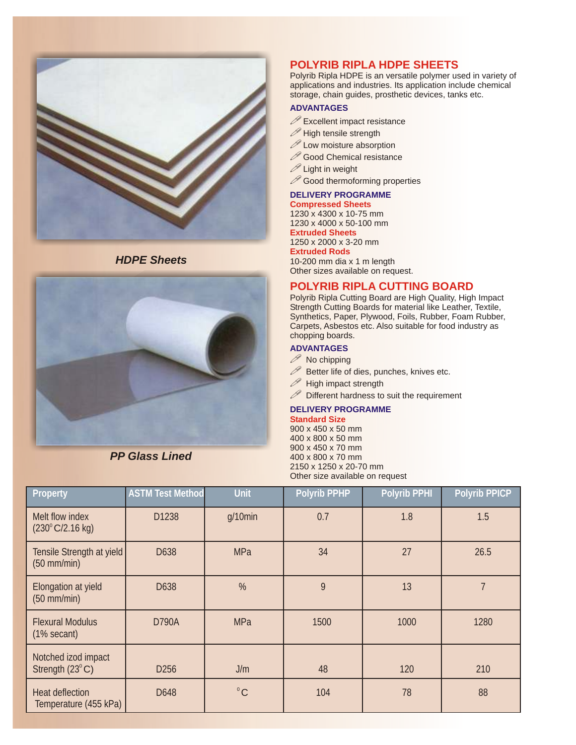HDE Sheets

*HDPE Sheets*

*PP Glass Lined*

## POLYRIB RIPLA HDPE SHEETS

Polyrib Ripla HDPE is an versatile polymer used in variety of applications and industries. Its application include chemical storage, chain guides, prosthetic devices, tanks etc.

### ADVANTAGES

- Excellent impact resistance
- High tensile strength
- Low moisture absorption
- Good Chemical resistance
- Light in weight
- Good thermoforming properties

### DELIVERY PROGRAMME

**Compressed Sheets**
1230 x 4300 x 10-75 mm
1230 x 4000 x 50-100 mm

**Extruded Sheets**
1250 x 2000 x 3-20 mm

**Extruded Rods**
10-200 mm dia x 1 m length
Other sizes available on request.

## POLYRIB RIPLA CUTTING BOARD

Polyrib Ripla Cutting Board are High Quality, High Impact Strength Cutting Boards for material like Leather, Textile, Synthetics, Paper, Plywood, Foils, Rubber, Foam Rubber, Carpets, Asbestos etc. Also suitable for food industry as chopping boards.

### ADVANTAGES

- No chipping
- Better life of dies, punches, knives etc.
- High impact strength
- Different hardness to suit the requirement

### DELIVERY PROGRAMME

**Standard Size**
900 x 450 x 50 mm
400 x 800 x 50 mm
900 x 450 x 70 mm
400 x 800 x 70 mm
2150 x 1250 x 20-70 mm
Other size available on request

| Property | ASTM Test Method | Unit | Polyrib PPHP | Polyrib PPHI | Polyrib PPICP |
|---|---|---|---|---|---|
| Melt flow index (230°C/2.16 kg) | D1238 | g/10min | 0.7 | 1.8 | 1.5 |
| Tensile Strength at yield (50 mm/min) | D638 | MPa | 34 | 27 | 26.5 |
| Elongation at yield (50 mm/min) | D638 | % | 9 | 13 | 7 |
| Flexural Modulus (1% secant) | D790A | MPa | 1500 | 1000 | 1280 |
| Notched izod impact Strength (23°C) | D256 | J/m | 48 | 120 | 210 |
| Heat deflection Temperature (455 kPa) | D648 | °C | 104 | 78 | 88 |